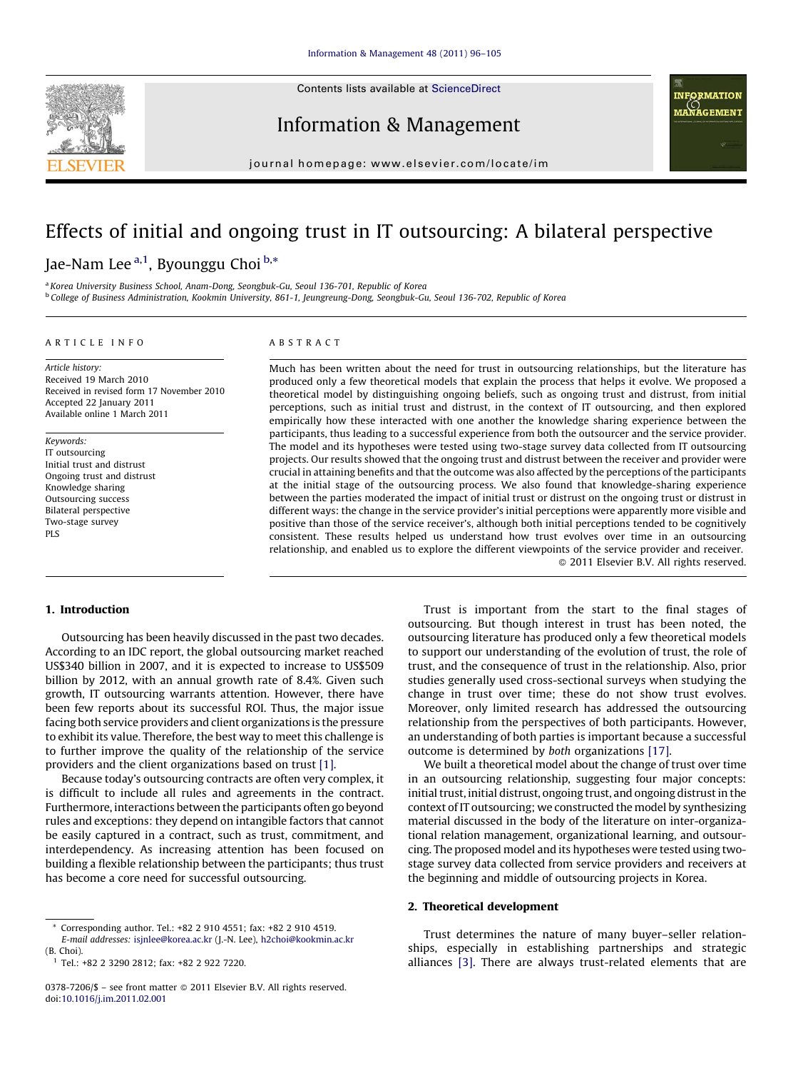# Effects of initial and ongoing trust in IT outsourcing: A bilateral perspective

Jae-Nam Lee [a,1], Byounggu Choi [b,*]

[a] Korea University Business School, Anam-Dong, Seongbuk-Gu, Seoul 136-701, Republic of Korea
[b] College of Business Administration, Kookmin University, 861-1, Jeungreung-Dong, Seongbuk-Gu, Seoul 136-702, Republic of Korea

## ARTICLE INFO

*Article history:*
Received 19 March 2010
Received in revised form 17 November 2010
Accepted 22 January 2011
Available online 1 March 2011

*Keywords:*
IT outsourcing
Initial trust and distrust
Ongoing trust and distrust
Knowledge sharing
Outsourcing success
Bilateral perspective
Two-stage survey
PLS

## ABSTRACT

Much has been written about the need for trust in outsourcing relationships, but the literature has produced only a few theoretical models that explain the process that helps it evolve. We proposed a theoretical model by distinguishing ongoing beliefs, such as ongoing trust and distrust, from initial perceptions, such as initial trust and distrust, in the context of IT outsourcing, and then explored empirically how these interacted with one another the knowledge sharing experience between the participants, thus leading to a successful experience from both the outsourcer and the service provider. The model and its hypotheses were tested using two-stage survey data collected from IT outsourcing projects. Our results showed that the ongoing trust and distrust between the receiver and provider were crucial in attaining benefits and that the outcome was also affected by the perceptions of the participants at the initial stage of the outsourcing process. We also found that knowledge-sharing experience between the parties moderated the impact of initial trust or distrust on the ongoing trust or distrust in different ways: the change in the service provider's initial perceptions were apparently more visible and positive than those of the service receiver's, although both initial perceptions tended to be cognitively consistent. These results helped us understand how trust evolves over time in an outsourcing relationship, and enabled us to explore the different viewpoints of the service provider and receiver.

© 2011 Elsevier B.V. All rights reserved.

## 1. Introduction

Outsourcing has been heavily discussed in the past two decades. According to an IDC report, the global outsourcing market reached US$340 billion in 2007, and it is expected to increase to US$509 billion by 2012, with an annual growth rate of 8.4%. Given such growth, IT outsourcing warrants attention. However, there have been few reports about its successful ROI. Thus, the major issue facing both service providers and client organizations is the pressure to exhibit its value. Therefore, the best way to meet this challenge is to further improve the quality of the relationship of the service providers and the client organizations based on trust [1].

Because today's outsourcing contracts are often very complex, it is difficult to include all rules and agreements in the contract. Furthermore, interactions between the participants often go beyond rules and exceptions: they depend on intangible factors that cannot be easily captured in a contract, such as trust, commitment, and interdependency. As increasing attention has been focused on building a flexible relationship between the participants; thus trust has become a core need for successful outsourcing.

Trust is important from the start to the final stages of outsourcing. But though interest in trust has been noted, the outsourcing literature has produced only a few theoretical models to support our understanding of the evolution of trust, the role of trust, and the consequence of trust in the relationship. Also, prior studies generally used cross-sectional surveys when studying the change in trust over time; these do not show trust evolves. Moreover, only limited research has addressed the outsourcing relationship from the perspectives of both participants. However, an understanding of both parties is important because a successful outcome is determined by *both* organizations [17].

We built a theoretical model about the change of trust over time in an outsourcing relationship, suggesting four major concepts: initial trust, initial distrust, ongoing trust, and ongoing distrust in the context of IT outsourcing; we constructed the model by synthesizing material discussed in the body of the literature on inter-organizational relation management, organizational learning, and outsourcing. The proposed model and its hypotheses were tested using two-stage survey data collected from service providers and receivers at the beginning and middle of outsourcing projects in Korea.

## 2. Theoretical development

Trust determines the nature of many buyer–seller relationships, especially in establishing partnerships and strategic alliances [3]. There are always trust-related elements that are

---

* Corresponding author. Tel.: +82 2 910 4551; fax: +82 2 910 4519.
*E-mail addresses:* isjnlee@korea.ac.kr (J.-N. Lee), h2choi@kookmin.ac.kr (B. Choi).
[1] Tel.: +82 2 3290 2812; fax: +82 2 922 7220.

0378-7206/$ – see front matter © 2011 Elsevier B.V. All rights reserved.
doi:10.1016/j.im.2011.02.001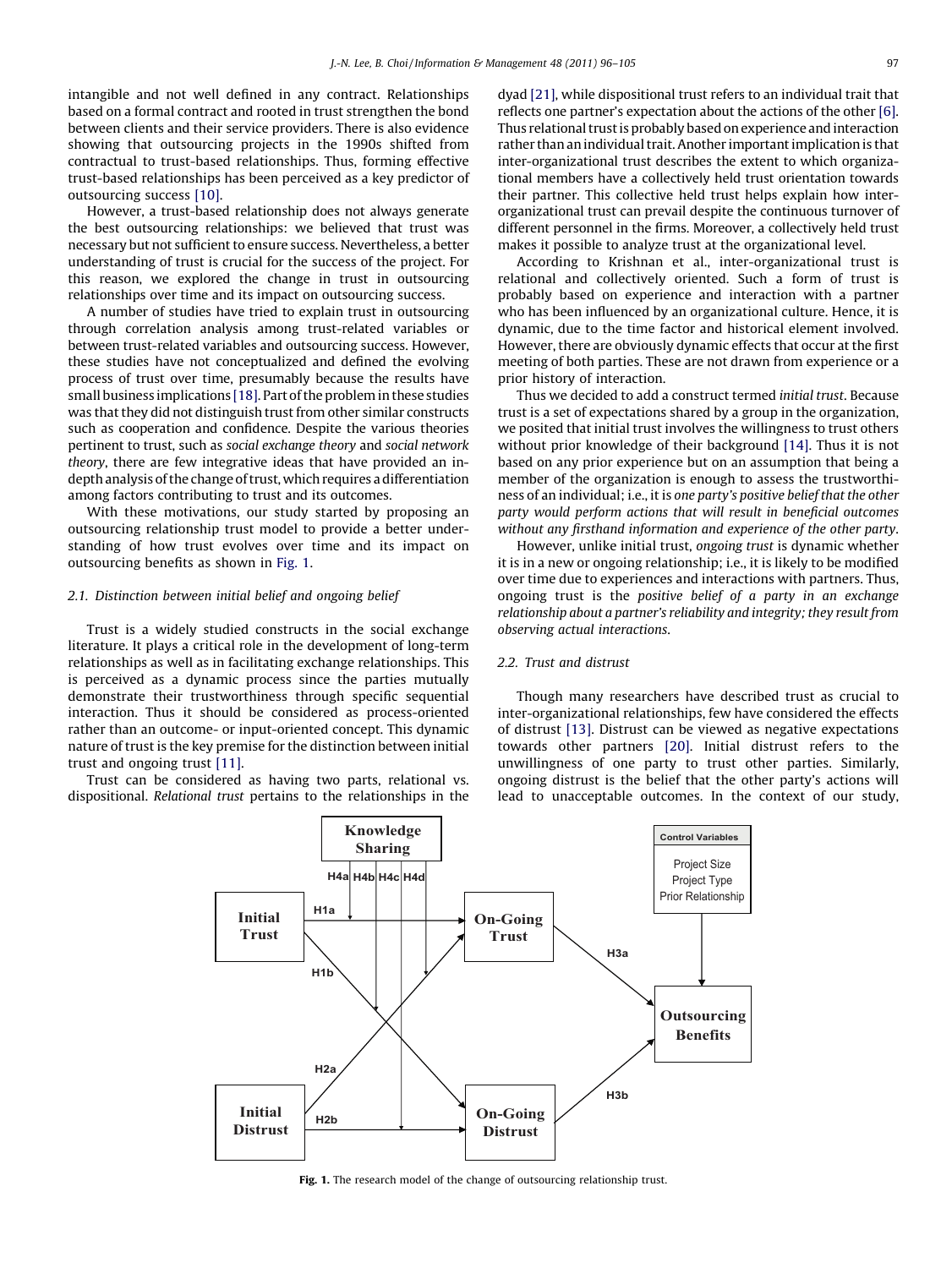intangible and not well defined in any contract. Relationships based on a formal contract and rooted in trust strengthen the bond between clients and their service providers. There is also evidence showing that outsourcing projects in the 1990s shifted from contractual to trust-based relationships. Thus, forming effective trust-based relationships has been perceived as a key predictor of outsourcing success [10].

However, a trust-based relationship does not always generate the best outsourcing relationships: we believed that trust was necessary but not sufficient to ensure success. Nevertheless, a better understanding of trust is crucial for the success of the project. For this reason, we explored the change in trust in outsourcing relationships over time and its impact on outsourcing success.

A number of studies have tried to explain trust in outsourcing through correlation analysis among trust-related variables or between trust-related variables and outsourcing success. However, these studies have not conceptualized and defined the evolving process of trust over time, presumably because the results have small business implications [18]. Part of the problem in these studies was that they did not distinguish trust from other similar constructs such as cooperation and confidence. Despite the various theories pertinent to trust, such as *social exchange theory* and *social network theory*, there are few integrative ideas that have provided an in-depth analysis of the change of trust, which requires a differentiation among factors contributing to trust and its outcomes.

With these motivations, our study started by proposing an outsourcing relationship trust model to provide a better understanding of how trust evolves over time and its impact on outsourcing benefits as shown in Fig. 1.

### 2.1. Distinction between initial belief and ongoing belief

Trust is a widely studied constructs in the social exchange literature. It plays a critical role in the development of long-term relationships as well as in facilitating exchange relationships. This is perceived as a dynamic process since the parties mutually demonstrate their trustworthiness through specific sequential interaction. Thus it should be considered as process-oriented rather than an outcome- or input-oriented concept. This dynamic nature of trust is the key premise for the distinction between initial trust and ongoing trust [11].

Trust can be considered as having two parts, relational vs. dispositional. *Relational trust* pertains to the relationships in the dyad [21], while dispositional trust refers to an individual trait that reflects one partner's expectation about the actions of the other [6]. Thus relational trust is probably based on experience and interaction rather than an individual trait. Another important implication is that inter-organizational trust describes the extent to which organizational members have a collectively held trust orientation towards their partner. This collective held trust helps explain how inter-organizational trust can prevail despite the continuous turnover of different personnel in the firms. Moreover, a collectively held trust makes it possible to analyze trust at the organizational level.

According to Krishnan et al., inter-organizational trust is relational and collectively oriented. Such a form of trust is probably based on experience and interaction with a partner who has been influenced by an organizational culture. Hence, it is dynamic, due to the time factor and historical element involved. However, there are obviously dynamic effects that occur at the first meeting of both parties. These are not drawn from experience or a prior history of interaction.

Thus we decided to add a construct termed *initial trust*. Because trust is a set of expectations shared by a group in the organization, we posited that initial trust involves the willingness to trust others without prior knowledge of their background [14]. Thus it is not based on any prior experience but on an assumption that being a member of the organization is enough to assess the trustworthiness of an individual; i.e., it is *one party's positive belief that the other party would perform actions that will result in beneficial outcomes without any firsthand information and experience of the other party*.

However, unlike initial trust, *ongoing trust* is dynamic whether it is in a new or ongoing relationship; i.e., it is likely to be modified over time due to experiences and interactions with partners. Thus, ongoing trust is the *positive belief of a party in an exchange relationship about a partner's reliability and integrity; they result from observing actual interactions*.

### 2.2. Trust and distrust

Though many researchers have described trust as crucial to inter-organizational relationships, few have considered the effects of distrust [13]. Distrust can be viewed as negative expectations towards other partners [20]. Initial distrust refers to the unwillingness of one party to trust other parties. Similarly, ongoing distrust is the belief that the other party's actions will lead to unacceptable outcomes. In the context of our study,

**Fig. 1.** The research model of the change of outsourcing relationship trust.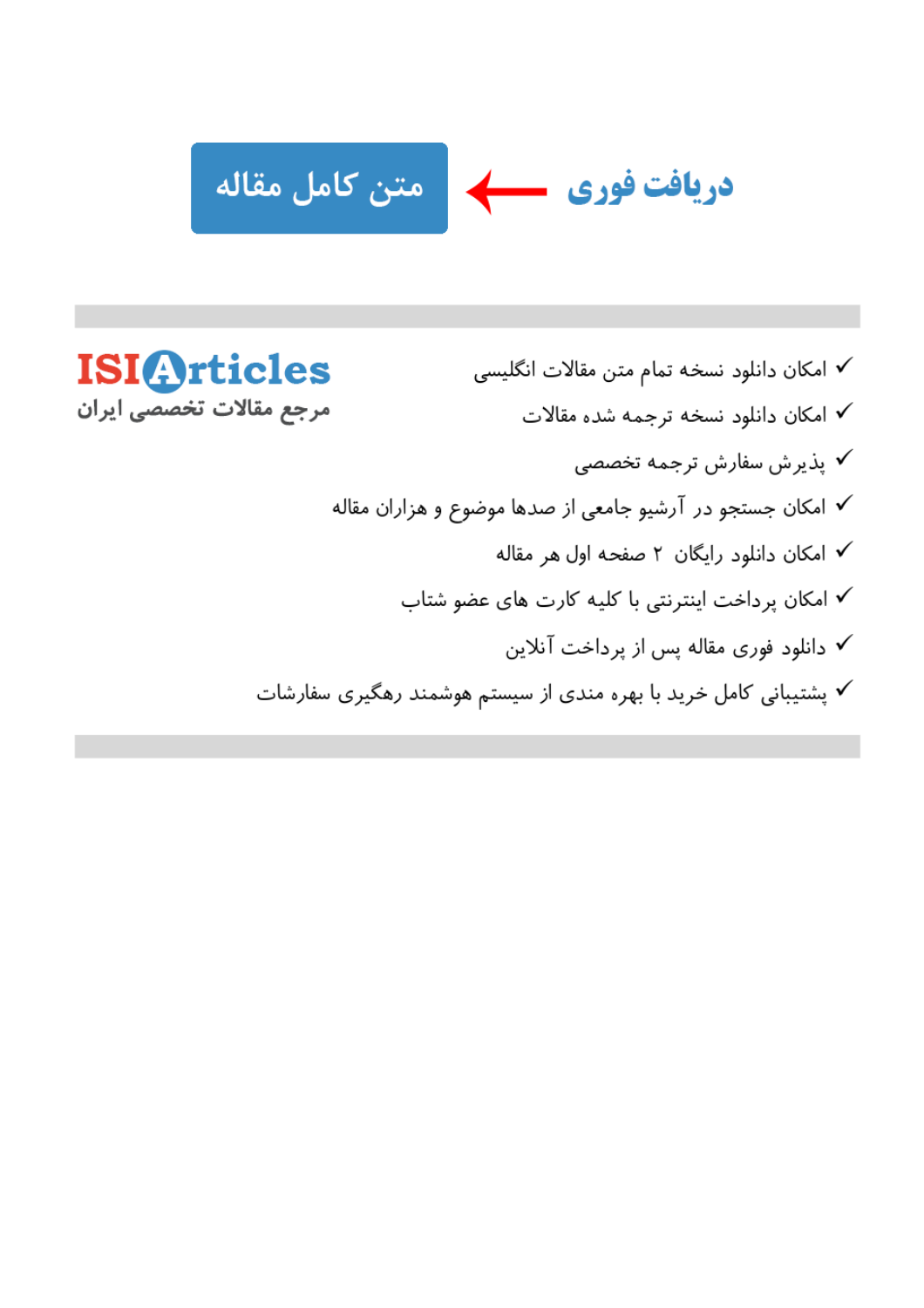دریافت فوری ← متن کامل مقاله

**ISIArticles**
مرجع مقالات تخصصی ایران

- ✓ امکان دانلود نسخه تمام متن مقالات انگلیسی
- ✓ امکان دانلود نسخه ترجمه شده مقالات
- ✓ پذیرش سفارش ترجمه تخصصی
- ✓ امکان جستجو در آرشیو جامعی از صدها موضوع و هزاران مقاله
- ✓ امکان دانلود رایگان ۲ صفحه اول هر مقاله
- ✓ امکان پرداخت اینترنتی با کلیه کارت های عضو شتاب
- ✓ دانلود فوری مقاله پس از پرداخت آنلاین
- ✓ پشتیبانی کامل خرید با بهره مندی از سیستم هوشمند رهگیری سفارشات